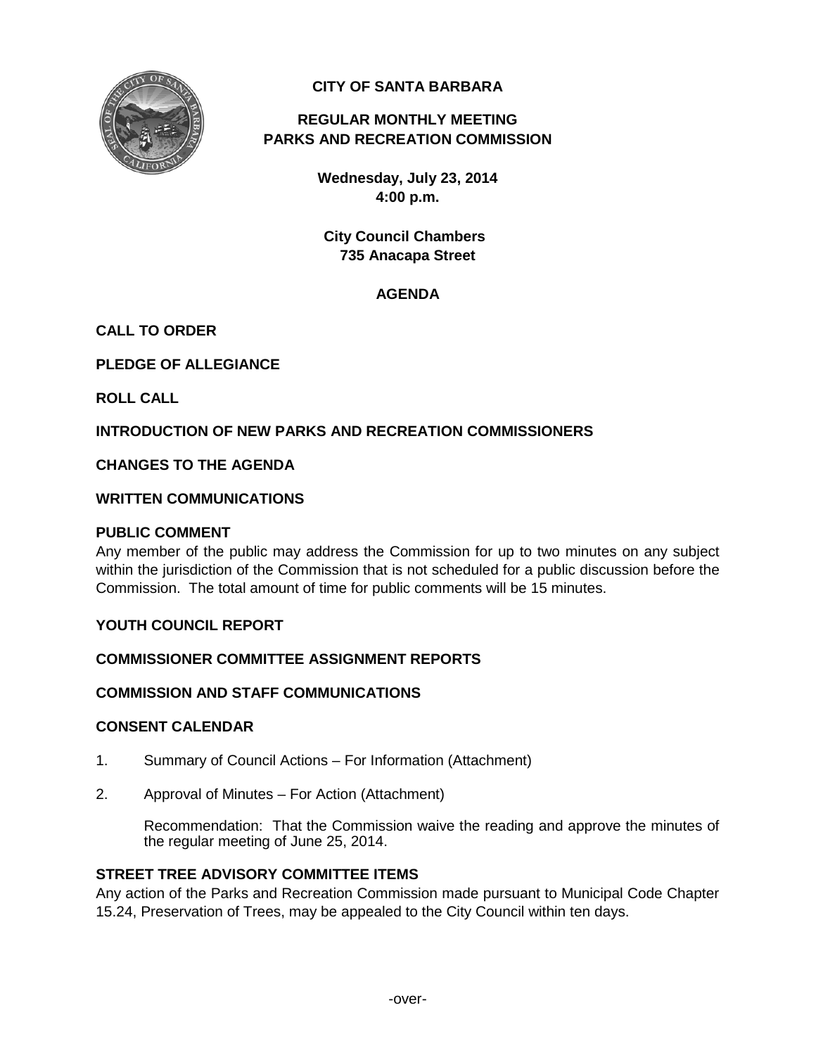**CITY OF SANTA BARBARA**

**REGULAR MONTHLY MEETING**
**PARKS AND RECREATION COMMISSION**

**Wednesday, July 23, 2014**
**4:00 p.m.**

**City Council Chambers**
**735 Anacapa Street**

**AGENDA**

**CALL TO ORDER**

**PLEDGE OF ALLEGIANCE**

**ROLL CALL**

**INTRODUCTION OF NEW PARKS AND RECREATION COMMISSIONERS**

**CHANGES TO THE AGENDA**

**WRITTEN COMMUNICATIONS**

**PUBLIC COMMENT**

Any member of the public may address the Commission for up to two minutes on any subject within the jurisdiction of the Commission that is not scheduled for a public discussion before the Commission. The total amount of time for public comments will be 15 minutes.

**YOUTH COUNCIL REPORT**

**COMMISSIONER COMMITTEE ASSIGNMENT REPORTS**

**COMMISSION AND STAFF COMMUNICATIONS**

**CONSENT CALENDAR**

1. Summary of Council Actions – For Information (Attachment)

2. Approval of Minutes – For Action (Attachment)

   Recommendation: That the Commission waive the reading and approve the minutes of the regular meeting of June 25, 2014.

**STREET TREE ADVISORY COMMITTEE ITEMS**

Any action of the Parks and Recreation Commission made pursuant to Municipal Code Chapter 15.24, Preservation of Trees, may be appealed to the City Council within ten days.

-over-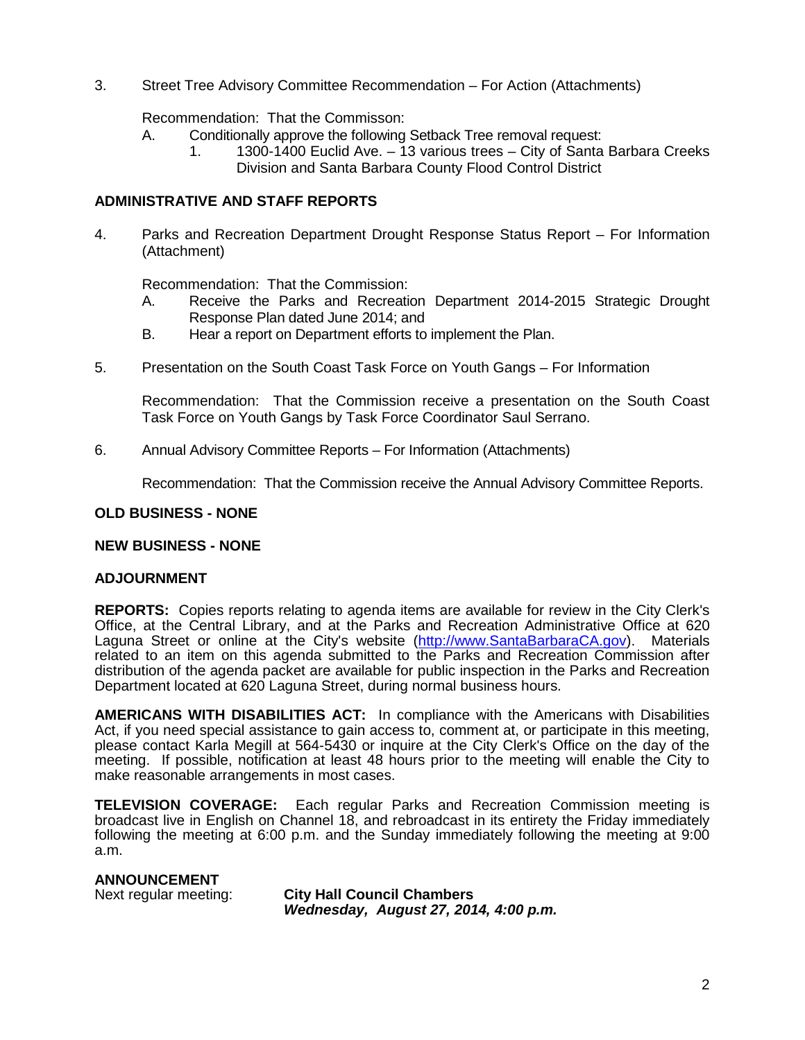3. Street Tree Advisory Committee Recommendation – For Action (Attachments)

   Recommendation: That the Commisson:
   A. Conditionally approve the following Setback Tree removal request:
      1. 1300-1400 Euclid Ave. – 13 various trees – City of Santa Barbara Creeks Division and Santa Barbara County Flood Control District

## ADMINISTRATIVE AND STAFF REPORTS

4. Parks and Recreation Department Drought Response Status Report – For Information (Attachment)

   Recommendation: That the Commission:
   A. Receive the Parks and Recreation Department 2014-2015 Strategic Drought Response Plan dated June 2014; and
   B. Hear a report on Department efforts to implement the Plan.

5. Presentation on the South Coast Task Force on Youth Gangs – For Information

   Recommendation: That the Commission receive a presentation on the South Coast Task Force on Youth Gangs by Task Force Coordinator Saul Serrano.

6. Annual Advisory Committee Reports – For Information (Attachments)

   Recommendation: That the Commission receive the Annual Advisory Committee Reports.

## OLD BUSINESS - NONE

## NEW BUSINESS - NONE

## ADJOURNMENT

**REPORTS:** Copies reports relating to agenda items are available for review in the City Clerk's Office, at the Central Library, and at the Parks and Recreation Administrative Office at 620 Laguna Street or online at the City's website (http://www.SantaBarbaraCA.gov). Materials related to an item on this agenda submitted to the Parks and Recreation Commission after distribution of the agenda packet are available for public inspection in the Parks and Recreation Department located at 620 Laguna Street, during normal business hours.

**AMERICANS WITH DISABILITIES ACT:** In compliance with the Americans with Disabilities Act, if you need special assistance to gain access to, comment at, or participate in this meeting, please contact Karla Megill at 564-5430 or inquire at the City Clerk's Office on the day of the meeting. If possible, notification at least 48 hours prior to the meeting will enable the City to make reasonable arrangements in most cases.

**TELEVISION COVERAGE:** Each regular Parks and Recreation Commission meeting is broadcast live in English on Channel 18, and rebroadcast in its entirety the Friday immediately following the meeting at 6:00 p.m. and the Sunday immediately following the meeting at 9:00 a.m.

**ANNOUNCEMENT**
Next regular meeting: **City Hall Council Chambers**
***Wednesday, August 27, 2014, 4:00 p.m.***